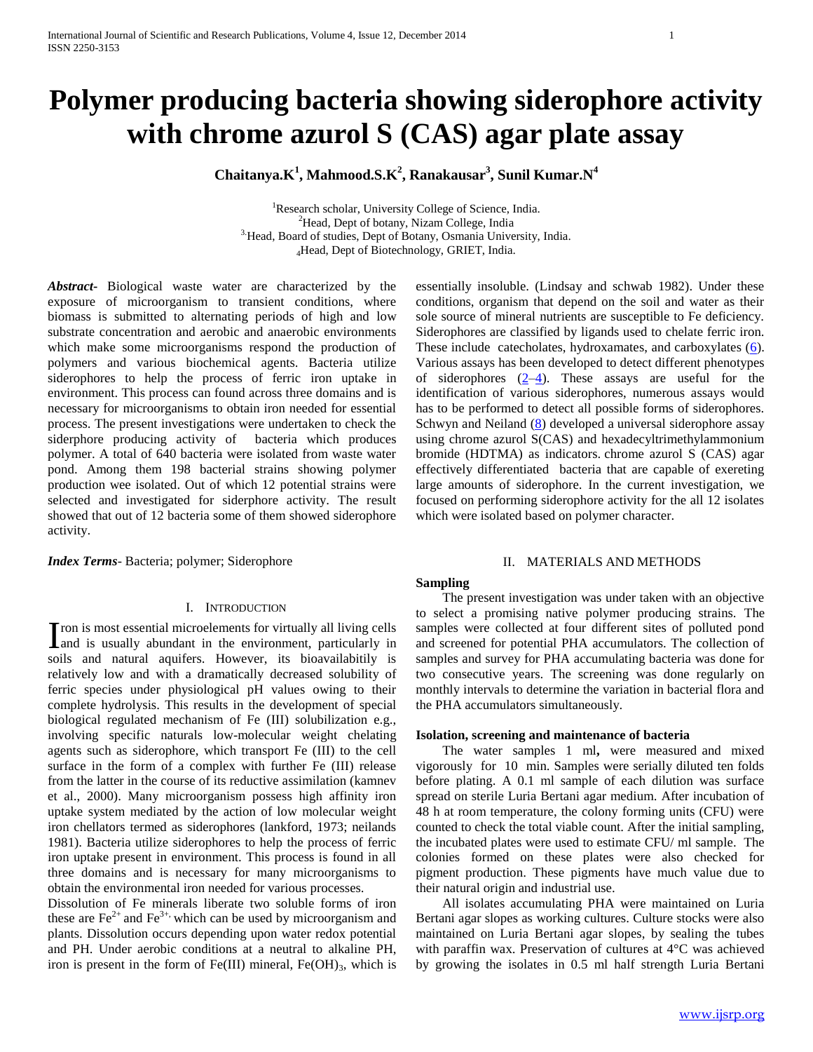# Polymer producing bacteria showing siderophore activity with chrome azurol S (CAS) agar plate assay

**Chaitanya.K[1], Mahmood.S.K[2], Ranakausar[3], Sunil Kumar.N[4]**

[1]Research scholar, University College of Science, India.
[2]Head, Dept of botany, Nizam College, India
[3]Head, Board of studies, Dept of Botany, Osmania University, India.
[4]Head, Dept of Biotechnology, GRIET, India.

***Abstract-*** Biological waste water are characterized by the exposure of microorganism to transient conditions, where biomass is submitted to alternating periods of high and low substrate concentration and aerobic and anaerobic environments which make some microorganisms respond the production of polymers and various biochemical agents. Bacteria utilize siderophores to help the process of ferric iron uptake in environment. This process can found across three domains and is necessary for microorganisms to obtain iron needed for essential process. The present investigations were undertaken to check the siderphore producing activity of bacteria which produces polymer. A total of 640 bacteria were isolated from waste water pond. Among them 198 bacterial strains showing polymer production wee isolated. Out of which 12 potential strains were selected and investigated for siderphore activity. The result showed that out of 12 bacteria some of them showed siderophore activity.

***Index Terms-*** Bacteria; polymer; Siderophore

## I. Introduction

Iron is most essential microelements for virtually all living cells and is usually abundant in the environment, particularly in soils and natural aquifers. However, its bioavailabitily is relatively low and with a dramatically decreased solubility of ferric species under physiological pH values owing to their complete hydrolysis. This results in the development of special biological regulated mechanism of Fe (III) solubilization e.g., involving specific naturals low-molecular weight chelating agents such as siderophore, which transport Fe (III) to the cell surface in the form of a complex with further Fe (III) release from the latter in the course of its reductive assimilation (kamnev et al., 2000). Many microorganism possess high affinity iron uptake system mediated by the action of low molecular weight iron chellators termed as siderophores (lankford, 1973; neilands 1981). Bacteria utilize siderophores to help the process of ferric iron uptake present in environment. This process is found in all three domains and is necessary for many microorganisms to obtain the environmental iron needed for various processes.

Dissolution of Fe minerals liberate two soluble forms of iron these are $Fe^{2+}$ and $Fe^{3+,}$ which can be used by microorganism and plants. Dissolution occurs depending upon water redox potential and PH. Under aerobic conditions at a neutral to alkaline PH, iron is present in the form of Fe(III) mineral, $Fe(OH)_3$, which is essentially insoluble. (Lindsay and schwab 1982). Under these conditions, organism that depend on the soil and water as their sole source of mineral nutrients are susceptible to Fe deficiency. Siderophores are classified by ligands used to chelate ferric iron. These include catecholates, hydroxamates, and carboxylates (6). Various assays has been developed to detect different phenotypes of siderophores (2–4). These assays are useful for the identification of various siderophores, numerous assays would has to be performed to detect all possible forms of siderophores. Schwyn and Neiland (8) developed a universal siderophore assay using chrome azurol S(CAS) and hexadecyltrimethylammonium bromide (HDTMA) as indicators. chrome azurol S (CAS) agar effectively differentiated bacteria that are capable of exereting large amounts of siderophore. In the current investigation, we focused on performing siderophore activity for the all 12 isolates which were isolated based on polymer character.

## II. Materials and Methods

### Sampling

The present investigation was under taken with an objective to select a promising native polymer producing strains. The samples were collected at four different sites of polluted pond and screened for potential PHA accumulators. The collection of samples and survey for PHA accumulating bacteria was done for two consecutive years. The screening was done regularly on monthly intervals to determine the variation in bacterial flora and the PHA accumulators simultaneously.

### Isolation, screening and maintenance of bacteria

The water samples 1 ml**,** were measured and mixed vigorously for 10 min. Samples were serially diluted ten folds before plating. A 0.1 ml sample of each dilution was surface spread on sterile Luria Bertani agar medium. After incubation of 48 h at room temperature, the colony forming units (CFU) were counted to check the total viable count. After the initial sampling, the incubated plates were used to estimate CFU/ ml sample. The colonies formed on these plates were also checked for pigment production. These pigments have much value due to their natural origin and industrial use.

All isolates accumulating PHA were maintained on Luria Bertani agar slopes as working cultures. Culture stocks were also maintained on Luria Bertani agar slopes, by sealing the tubes with paraffin wax. Preservation of cultures at 4°C was achieved by growing the isolates in 0.5 ml half strength Luria Bertani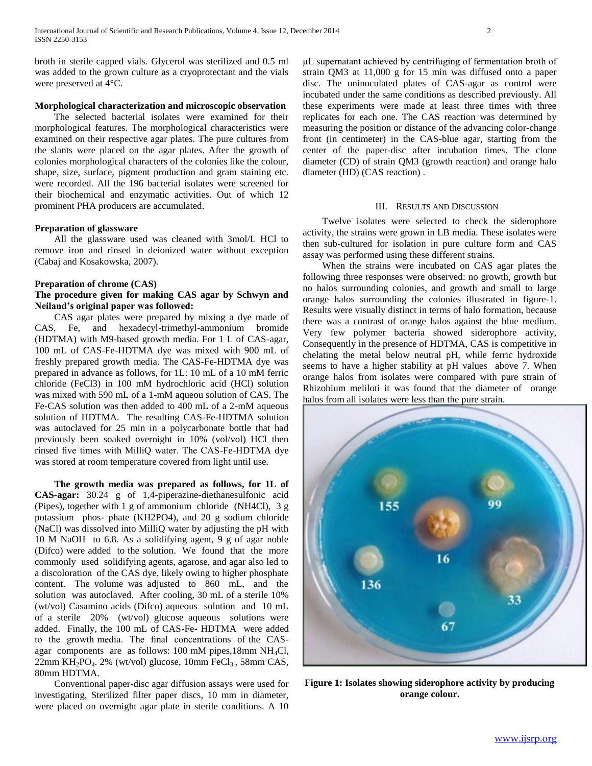broth in sterile capped vials. Glycerol was sterilized and 0.5 ml was added to the grown culture as a cryoprotectant and the vials were preserved at 4°C.

**Morphological characterization and microscopic observation**

The selected bacterial isolates were examined for their morphological features. The morphological characteristics were examined on their respective agar plates. The pure cultures from the slants were placed on the agar plates. After the growth of colonies morphological characters of the colonies like the colour, shape, size, surface, pigment production and gram staining etc. were recorded. All the 196 bacterial isolates were screened for their biochemical and enzymatic activities. Out of which 12 prominent PHA producers are accumulated.

**Preparation of glassware**

All the glassware used was cleaned with 3mol/L HCl to remove iron and rinsed in deionized water without exception (Cabaj and Kosakowska, 2007).

**Preparation of chrome (CAS)**

**The procedure given for making CAS agar by Schwyn and Neiland's original paper was followed:**

CAS agar plates were prepared by mixing a dye made of CAS, Fe, and hexadecyl-trimethyl-ammonium bromide (HDTMA) with M9-based growth media. For 1 L of CAS-agar, 100 mL of CAS-Fe-HDTMA dye was mixed with 900 mL of freshly prepared growth media. The CAS-Fe-HDTMA dye was prepared in advance as follows, for 1L: 10 mL of a 10 mM ferric chloride (FeCl3) in 100 mM hydrochloric acid (HCl) solution was mixed with 590 mL of a 1-mM aqueou solution of CAS. The Fe-CAS solution was then added to 400 mL of a 2-mM aqueous solution of HDTMA. The resulting CAS-Fe-HDTMA solution was autoclaved for 25 min in a polycarbonate bottle that had previously been soaked overnight in 10% (vol/vol) HCl then rinsed five times with MilliQ water. The CAS-Fe-HDTMA dye was stored at room temperature covered from light until use.

**The growth media was prepared as follows, for 1L of CAS-agar:** 30.24 g of 1,4-piperazine-diethanesulfonic acid (Pipes), together with 1 g of ammonium chloride (NH4Cl), 3 g potassium phos- phate (KH2PO4), and 20 g sodium chloride (NaCl) was dissolved into MilliQ water by adjusting the pH with 10 M NaOH to 6.8. As a solidifying agent, 9 g of agar noble (Difco) were added to the solution. We found that the more commonly used solidifying agents, agarose, and agar also led to a discoloration of the CAS dye, likely owing to higher phosphate content. The volume was adjusted to 860 mL, and the solution was autoclaved. After cooling, 30 mL of a sterile 10% (wt/vol) Casamino acids (Difco) aqueous solution and 10 mL of a sterile 20% (wt/vol) glucose aqueous solutions were added. Finally, the 100 mL of CAS-Fe- HDTMA were added to the growth media. The final concentrations of the CAS-agar components are as follows: 100 mM pipes,18mm $NH_4Cl$, 22mm $KH_2PO_4$. 2% (wt/vol) glucose, 10mm $FeCl_3$ , 58mm CAS, 80mm HDTMA.

Conventional paper-disc agar diffusion assays were used for investigating, Sterilized filter paper discs, 10 mm in diameter, were placed on overnight agar plate in sterile conditions. A 10 μL supernatant achieved by centrifuging of fermentation broth of strain QM3 at 11,000 g for 15 min was diffused onto a paper disc. The uninoculated plates of CAS-agar as control were incubated under the same conditions as described previously. All these experiments were made at least three times with three replicates for each one. The CAS reaction was determined by measuring the position or distance of the advancing color-change front (in centimeter) in the CAS-blue agar, starting from the center of the paper-disc after incubation times. The clone diameter (CD) of strain QM3 (growth reaction) and orange halo diameter (HD) (CAS reaction) .

## III. Results and Discussion

Twelve isolates were selected to check the siderophore activity, the strains were grown in LB media. These isolates were then sub-cultured for isolation in pure culture form and CAS assay was performed using these different strains.

When the strains were incubated on CAS agar plates the following three responses were observed: no growth, growth but no halos surrounding colonies, and growth and small to large orange halos surrounding the colonies illustrated in figure-1. Results were visually distinct in terms of halo formation, because there was a contrast of orange halos against the blue medium. Very few polymer bacteria showed siderophore activity, Consequently in the presence of HDTMA, CAS is competitive in chelating the metal below neutral pH, while ferric hydroxide seems to have a higher stability at pH values above 7. When orange halos from isolates were compared with pure strain of Rhizobium meliloti it was found that the diameter of orange halos from all isolates were less than the pure strain.

**Figure 1: Isolates showing siderophore activity by producing orange colour.**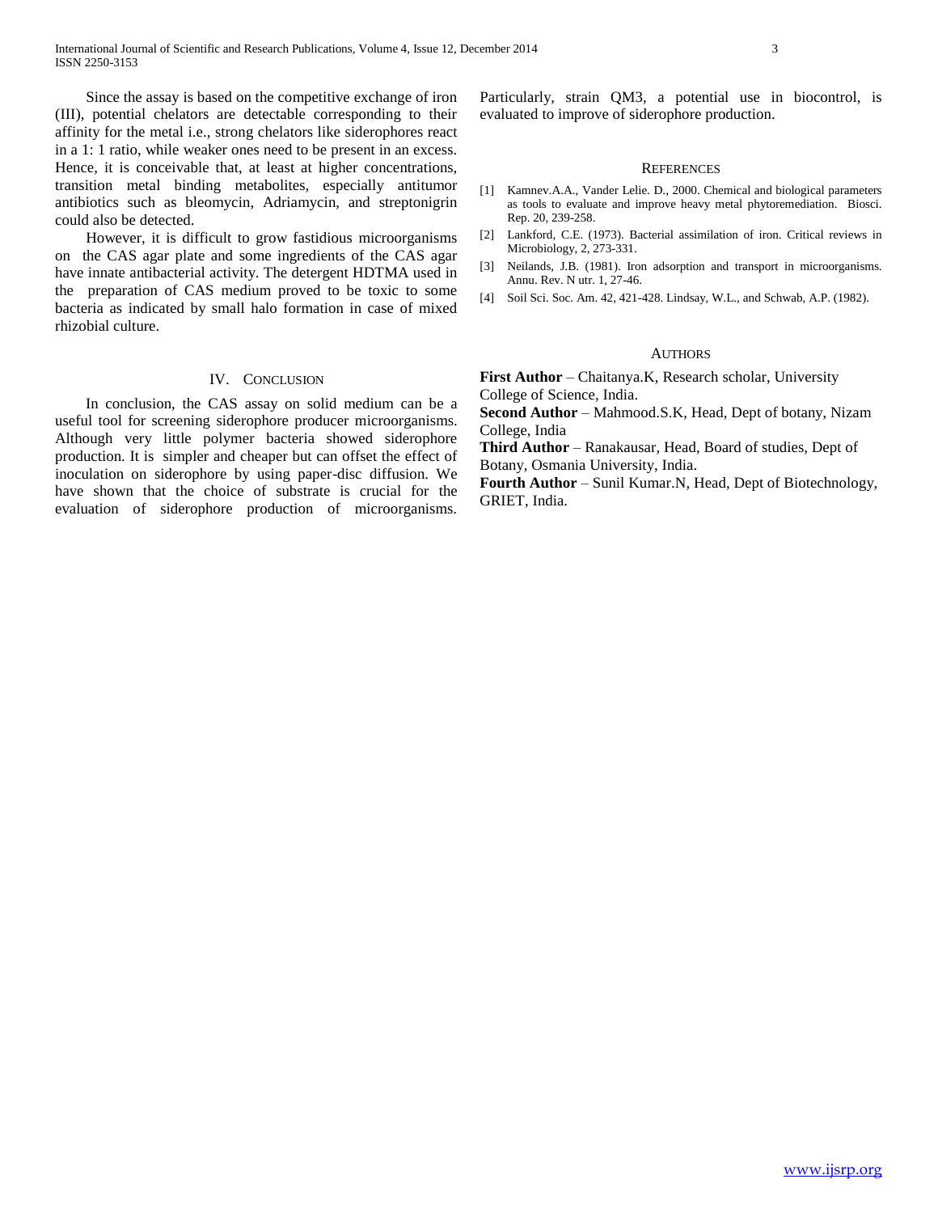Since the assay is based on the competitive exchange of iron (III), potential chelators are detectable corresponding to their affinity for the metal i.e., strong chelators like siderophores react in a 1: 1 ratio, while weaker ones need to be present in an excess. Hence, it is conceivable that, at least at higher concentrations, transition metal binding metabolites, especially antitumor antibiotics such as bleomycin, Adriamycin, and streptonigrin could also be detected.

However, it is difficult to grow fastidious microorganisms on the CAS agar plate and some ingredients of the CAS agar have innate antibacterial activity. The detergent HDTMA used in the preparation of CAS medium proved to be toxic to some bacteria as indicated by small halo formation in case of mixed rhizobial culture.

## IV. Conclusion

In conclusion, the CAS assay on solid medium can be a useful tool for screening siderophore producer microorganisms. Although very little polymer bacteria showed siderophore production. It is simpler and cheaper but can offset the effect of inoculation on siderophore by using paper-disc diffusion. We have shown that the choice of substrate is crucial for the evaluation of siderophore production of microorganisms. Particularly, strain QM3, a potential use in biocontrol, is evaluated to improve of siderophore production.

## References

[1] Kamnev.A.A., Vander Lelie. D., 2000. Chemical and biological parameters as tools to evaluate and improve heavy metal phytoremediation. Biosci. Rep. 20, 239-258.

[2] Lankford, C.E. (1973). Bacterial assimilation of iron. Critical reviews in Microbiology, 2, 273-331.

[3] Neilands, J.B. (1981). Iron adsorption and transport in microorganisms. Annu. Rev. N utr. 1, 27-46.

[4] Soil Sci. Soc. Am. 42, 421-428. Lindsay, W.L., and Schwab, A.P. (1982).

## Authors

**First Author** – Chaitanya.K, Research scholar, University College of Science, India.

**Second Author** – Mahmood.S.K, Head, Dept of botany, Nizam College, India

**Third Author** – Ranakausar, Head, Board of studies, Dept of Botany, Osmania University, India.

**Fourth Author** – Sunil Kumar.N, Head, Dept of Biotechnology, GRIET, India.